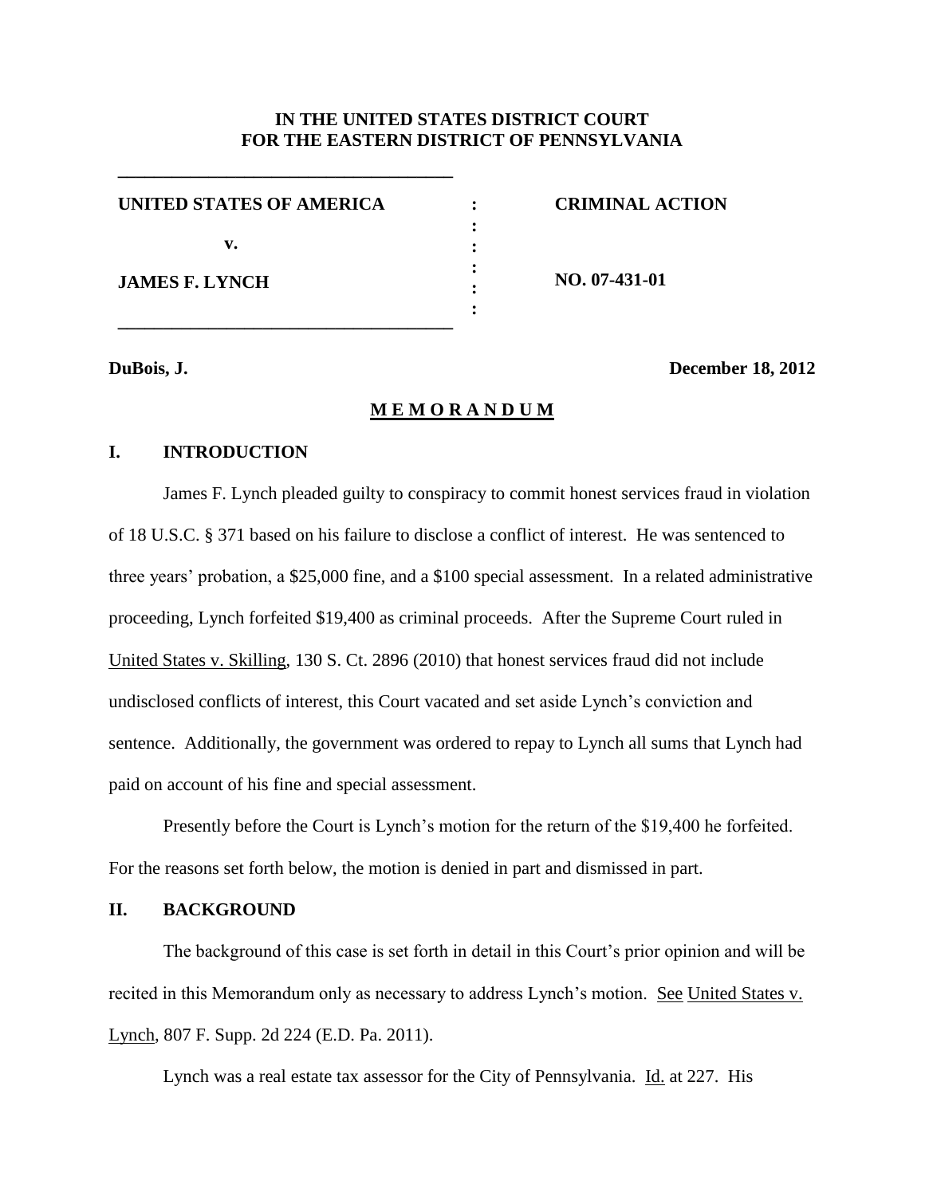**IN THE UNITED STATES DISTRICT COURT**
**FOR THE EASTERN DISTRICT OF PENNSYLVANIA**

| | | |
|---|---|---|
| **UNITED STATES OF AMERICA** | : | **CRIMINAL ACTION** |
| **v.** | : | |
| **JAMES F. LYNCH** | : | **NO. 07-431-01** |

**DuBois, J.** **December 18, 2012**

**M E M O R A N D U M**

## I. INTRODUCTION

James F. Lynch pleaded guilty to conspiracy to commit honest services fraud in violation of 18 U.S.C. § 371 based on his failure to disclose a conflict of interest. He was sentenced to three years' probation, a $25,000 fine, and a $100 special assessment. In a related administrative proceeding, Lynch forfeited $19,400 as criminal proceeds. After the Supreme Court ruled in United States v. Skilling, 130 S. Ct. 2896 (2010) that honest services fraud did not include undisclosed conflicts of interest, this Court vacated and set aside Lynch's conviction and sentence. Additionally, the government was ordered to repay to Lynch all sums that Lynch had paid on account of his fine and special assessment.

Presently before the Court is Lynch's motion for the return of the $19,400 he forfeited. For the reasons set forth below, the motion is denied in part and dismissed in part.

## II. BACKGROUND

The background of this case is set forth in detail in this Court's prior opinion and will be recited in this Memorandum only as necessary to address Lynch's motion. See United States v. Lynch, 807 F. Supp. 2d 224 (E.D. Pa. 2011).

Lynch was a real estate tax assessor for the City of Pennsylvania. Id. at 227. His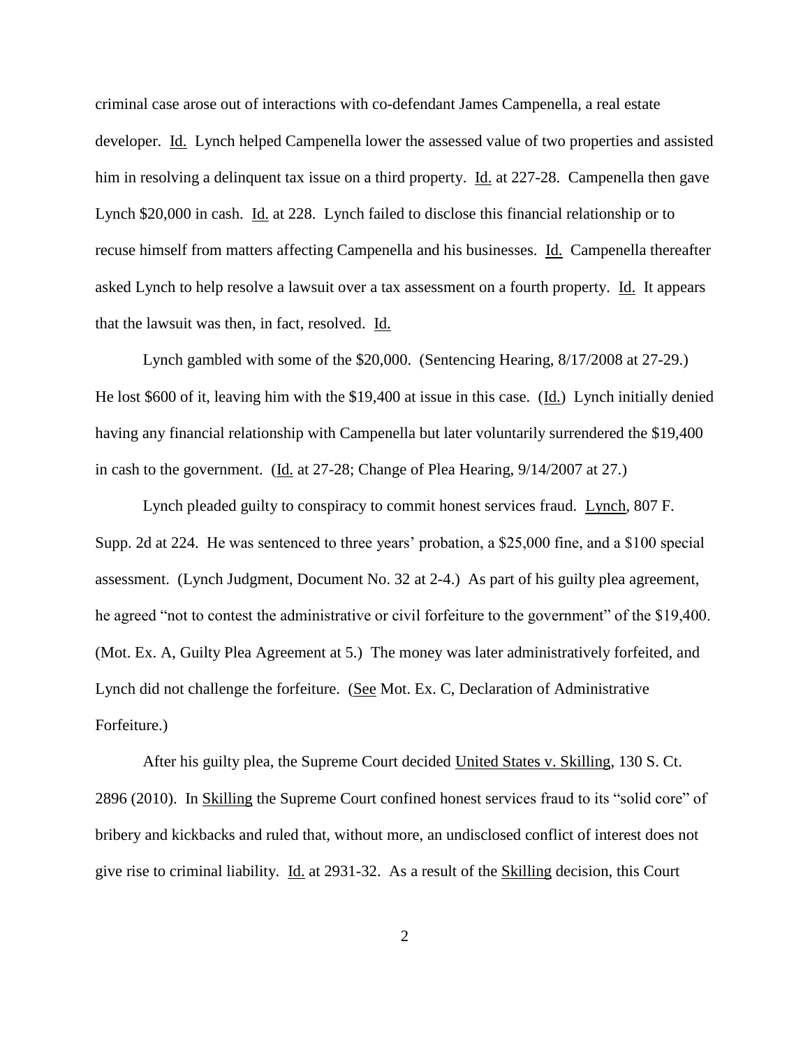criminal case arose out of interactions with co-defendant James Campenella, a real estate developer. Id. Lynch helped Campenella lower the assessed value of two properties and assisted him in resolving a delinquent tax issue on a third property. Id. at 227-28. Campenella then gave Lynch $20,000 in cash. Id. at 228. Lynch failed to disclose this financial relationship or to recuse himself from matters affecting Campenella and his businesses. Id. Campenella thereafter asked Lynch to help resolve a lawsuit over a tax assessment on a fourth property. Id. It appears that the lawsuit was then, in fact, resolved. Id.

Lynch gambled with some of the $20,000. (Sentencing Hearing, 8/17/2008 at 27-29.) He lost $600 of it, leaving him with the $19,400 at issue in this case. (Id.) Lynch initially denied having any financial relationship with Campenella but later voluntarily surrendered the $19,400 in cash to the government. (Id. at 27-28; Change of Plea Hearing, 9/14/2007 at 27.)

Lynch pleaded guilty to conspiracy to commit honest services fraud. Lynch, 807 F. Supp. 2d at 224. He was sentenced to three years' probation, a $25,000 fine, and a $100 special assessment. (Lynch Judgment, Document No. 32 at 2-4.) As part of his guilty plea agreement, he agreed "not to contest the administrative or civil forfeiture to the government" of the $19,400. (Mot. Ex. A, Guilty Plea Agreement at 5.) The money was later administratively forfeited, and Lynch did not challenge the forfeiture. (See Mot. Ex. C, Declaration of Administrative Forfeiture.)

After his guilty plea, the Supreme Court decided United States v. Skilling, 130 S. Ct. 2896 (2010). In Skilling the Supreme Court confined honest services fraud to its "solid core" of bribery and kickbacks and ruled that, without more, an undisclosed conflict of interest does not give rise to criminal liability. Id. at 2931-32. As a result of the Skilling decision, this Court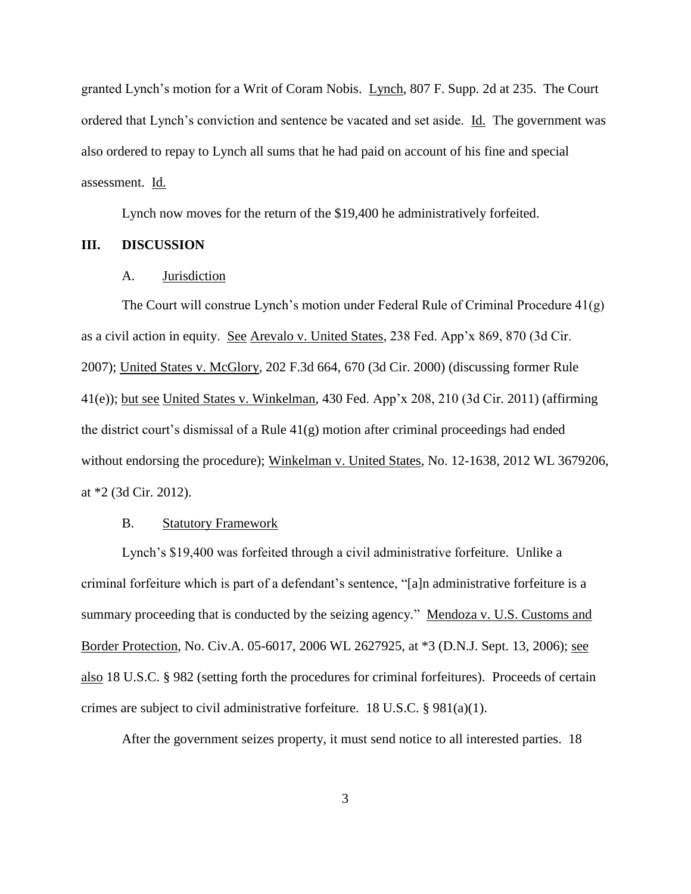granted Lynch's motion for a Writ of Coram Nobis. Lynch, 807 F. Supp. 2d at 235. The Court ordered that Lynch's conviction and sentence be vacated and set aside. Id. The government was also ordered to repay to Lynch all sums that he had paid on account of his fine and special assessment. Id.

Lynch now moves for the return of the $19,400 he administratively forfeited.

## III. DISCUSSION

### A. Jurisdiction

The Court will construe Lynch's motion under Federal Rule of Criminal Procedure 41(g) as a civil action in equity. See Arevalo v. United States, 238 Fed. App'x 869, 870 (3d Cir. 2007); United States v. McGlory, 202 F.3d 664, 670 (3d Cir. 2000) (discussing former Rule 41(e)); but see United States v. Winkelman, 430 Fed. App'x 208, 210 (3d Cir. 2011) (affirming the district court's dismissal of a Rule 41(g) motion after criminal proceedings had ended without endorsing the procedure); Winkelman v. United States, No. 12-1638, 2012 WL 3679206, at *2 (3d Cir. 2012).

### B. Statutory Framework

Lynch's $19,400 was forfeited through a civil administrative forfeiture. Unlike a criminal forfeiture which is part of a defendant's sentence, "[a]n administrative forfeiture is a summary proceeding that is conducted by the seizing agency." Mendoza v. U.S. Customs and Border Protection, No. Civ.A. 05-6017, 2006 WL 2627925, at *3 (D.N.J. Sept. 13, 2006); see also 18 U.S.C. § 982 (setting forth the procedures for criminal forfeitures). Proceeds of certain crimes are subject to civil administrative forfeiture. 18 U.S.C. § 981(a)(1).

After the government seizes property, it must send notice to all interested parties. 18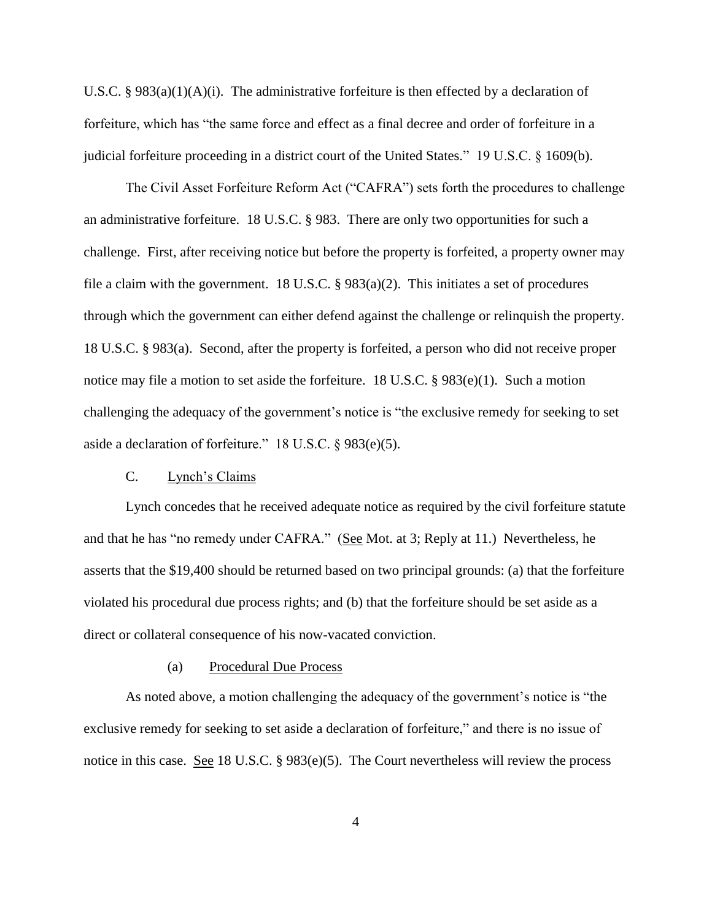U.S.C. § 983(a)(1)(A)(i). The administrative forfeiture is then effected by a declaration of forfeiture, which has "the same force and effect as a final decree and order of forfeiture in a judicial forfeiture proceeding in a district court of the United States." 19 U.S.C. § 1609(b).

The Civil Asset Forfeiture Reform Act ("CAFRA") sets forth the procedures to challenge an administrative forfeiture. 18 U.S.C. § 983. There are only two opportunities for such a challenge. First, after receiving notice but before the property is forfeited, a property owner may file a claim with the government. 18 U.S.C. § 983(a)(2). This initiates a set of procedures through which the government can either defend against the challenge or relinquish the property. 18 U.S.C. § 983(a). Second, after the property is forfeited, a person who did not receive proper notice may file a motion to set aside the forfeiture. 18 U.S.C. § 983(e)(1). Such a motion challenging the adequacy of the government's notice is "the exclusive remedy for seeking to set aside a declaration of forfeiture." 18 U.S.C. § 983(e)(5).

### C. Lynch's Claims

Lynch concedes that he received adequate notice as required by the civil forfeiture statute and that he has "no remedy under CAFRA." (See Mot. at 3; Reply at 11.) Nevertheless, he asserts that the $19,400 should be returned based on two principal grounds: (a) that the forfeiture violated his procedural due process rights; and (b) that the forfeiture should be set aside as a direct or collateral consequence of his now-vacated conviction.

#### (a) Procedural Due Process

As noted above, a motion challenging the adequacy of the government's notice is "the exclusive remedy for seeking to set aside a declaration of forfeiture," and there is no issue of notice in this case. See 18 U.S.C. § 983(e)(5). The Court nevertheless will review the process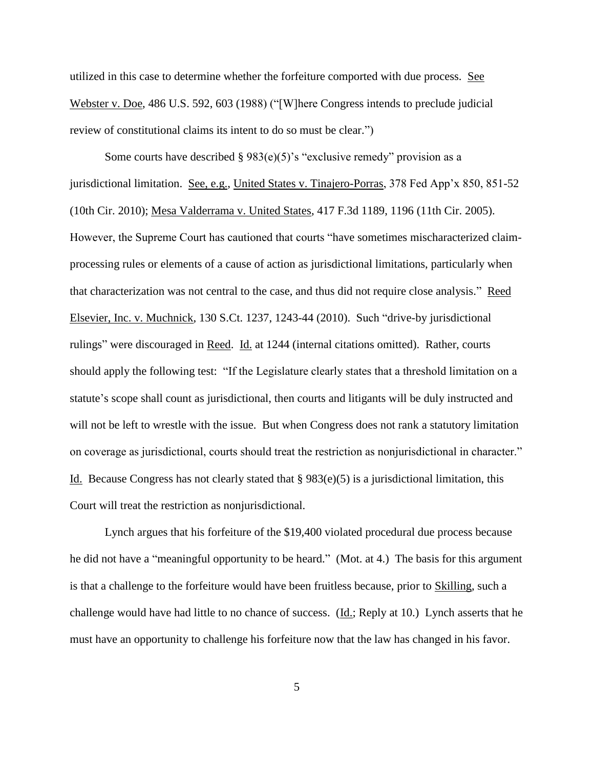utilized in this case to determine whether the forfeiture comported with due process. See Webster v. Doe, 486 U.S. 592, 603 (1988) ("[W]here Congress intends to preclude judicial review of constitutional claims its intent to do so must be clear.")

Some courts have described § 983(e)(5)'s "exclusive remedy" provision as a jurisdictional limitation. See, e.g., United States v. Tinajero-Porras, 378 Fed App'x 850, 851-52 (10th Cir. 2010); Mesa Valderrama v. United States, 417 F.3d 1189, 1196 (11th Cir. 2005). However, the Supreme Court has cautioned that courts "have sometimes mischaracterized claim-processing rules or elements of a cause of action as jurisdictional limitations, particularly when that characterization was not central to the case, and thus did not require close analysis." Reed Elsevier, Inc. v. Muchnick, 130 S.Ct. 1237, 1243-44 (2010). Such "drive-by jurisdictional rulings" were discouraged in Reed. Id. at 1244 (internal citations omitted). Rather, courts should apply the following test: "If the Legislature clearly states that a threshold limitation on a statute's scope shall count as jurisdictional, then courts and litigants will be duly instructed and will not be left to wrestle with the issue. But when Congress does not rank a statutory limitation on coverage as jurisdictional, courts should treat the restriction as nonjurisdictional in character." Id. Because Congress has not clearly stated that § 983(e)(5) is a jurisdictional limitation, this Court will treat the restriction as nonjurisdictional.

Lynch argues that his forfeiture of the $19,400 violated procedural due process because he did not have a "meaningful opportunity to be heard." (Mot. at 4.) The basis for this argument is that a challenge to the forfeiture would have been fruitless because, prior to Skilling, such a challenge would have had little to no chance of success. (Id.; Reply at 10.) Lynch asserts that he must have an opportunity to challenge his forfeiture now that the law has changed in his favor.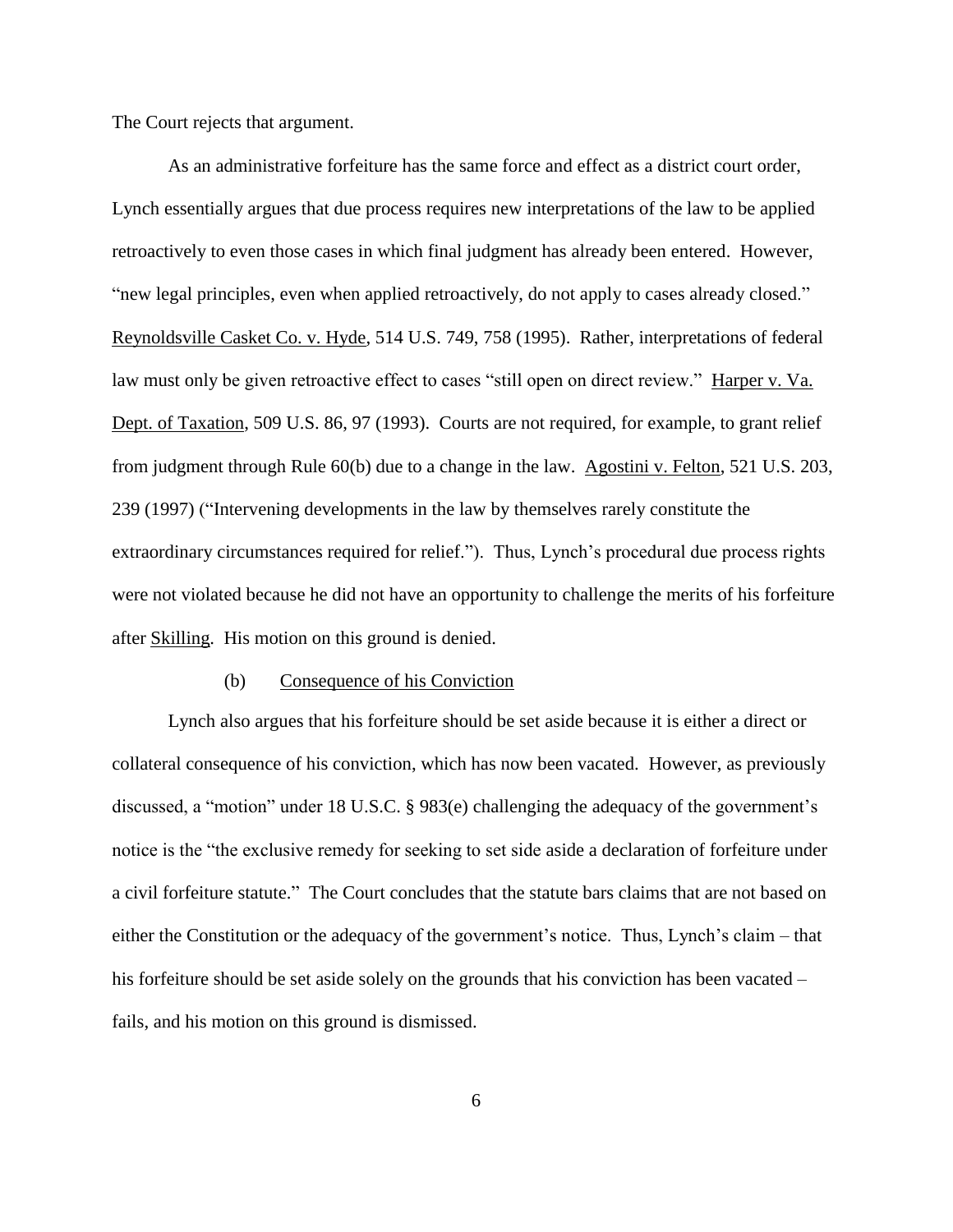The Court rejects that argument.

As an administrative forfeiture has the same force and effect as a district court order, Lynch essentially argues that due process requires new interpretations of the law to be applied retroactively to even those cases in which final judgment has already been entered. However, "new legal principles, even when applied retroactively, do not apply to cases already closed." Reynoldsville Casket Co. v. Hyde, 514 U.S. 749, 758 (1995). Rather, interpretations of federal law must only be given retroactive effect to cases "still open on direct review." Harper v. Va. Dept. of Taxation, 509 U.S. 86, 97 (1993). Courts are not required, for example, to grant relief from judgment through Rule 60(b) due to a change in the law. Agostini v. Felton, 521 U.S. 203, 239 (1997) ("Intervening developments in the law by themselves rarely constitute the extraordinary circumstances required for relief."). Thus, Lynch's procedural due process rights were not violated because he did not have an opportunity to challenge the merits of his forfeiture after Skilling. His motion on this ground is denied.

(b) Consequence of his Conviction

Lynch also argues that his forfeiture should be set aside because it is either a direct or collateral consequence of his conviction, which has now been vacated. However, as previously discussed, a "motion" under 18 U.S.C. § 983(e) challenging the adequacy of the government's notice is the "the exclusive remedy for seeking to set side aside a declaration of forfeiture under a civil forfeiture statute." The Court concludes that the statute bars claims that are not based on either the Constitution or the adequacy of the government's notice. Thus, Lynch's claim – that his forfeiture should be set aside solely on the grounds that his conviction has been vacated – fails, and his motion on this ground is dismissed.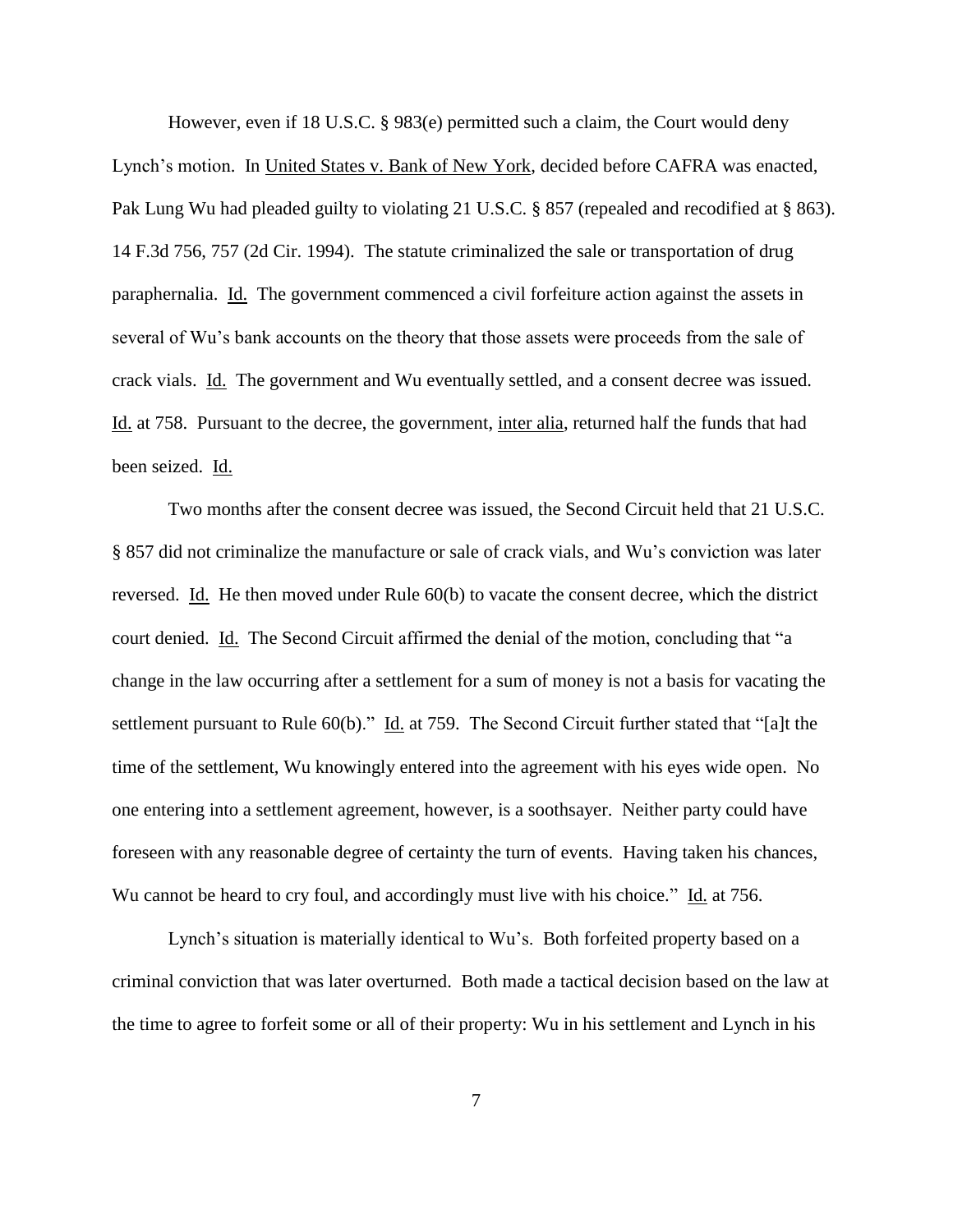However, even if 18 U.S.C. § 983(e) permitted such a claim, the Court would deny Lynch's motion. In <u>United States v. Bank of New York</u>, decided before CAFRA was enacted, Pak Lung Wu had pleaded guilty to violating 21 U.S.C. § 857 (repealed and recodified at § 863). 14 F.3d 756, 757 (2d Cir. 1994). The statute criminalized the sale or transportation of drug paraphernalia. <u>Id.</u> The government commenced a civil forfeiture action against the assets in several of Wu's bank accounts on the theory that those assets were proceeds from the sale of crack vials. <u>Id.</u> The government and Wu eventually settled, and a consent decree was issued. <u>Id.</u> at 758. Pursuant to the decree, the government, <u>inter alia</u>, returned half the funds that had been seized. <u>Id.</u>

Two months after the consent decree was issued, the Second Circuit held that 21 U.S.C. § 857 did not criminalize the manufacture or sale of crack vials, and Wu's conviction was later reversed. <u>Id.</u> He then moved under Rule 60(b) to vacate the consent decree, which the district court denied. <u>Id.</u> The Second Circuit affirmed the denial of the motion, concluding that "a change in the law occurring after a settlement for a sum of money is not a basis for vacating the settlement pursuant to Rule 60(b)." <u>Id.</u> at 759. The Second Circuit further stated that "[a]t the time of the settlement, Wu knowingly entered into the agreement with his eyes wide open. No one entering into a settlement agreement, however, is a soothsayer. Neither party could have foreseen with any reasonable degree of certainty the turn of events. Having taken his chances, Wu cannot be heard to cry foul, and accordingly must live with his choice." <u>Id.</u> at 756.

Lynch's situation is materially identical to Wu's. Both forfeited property based on a criminal conviction that was later overturned. Both made a tactical decision based on the law at the time to agree to forfeit some or all of their property: Wu in his settlement and Lynch in his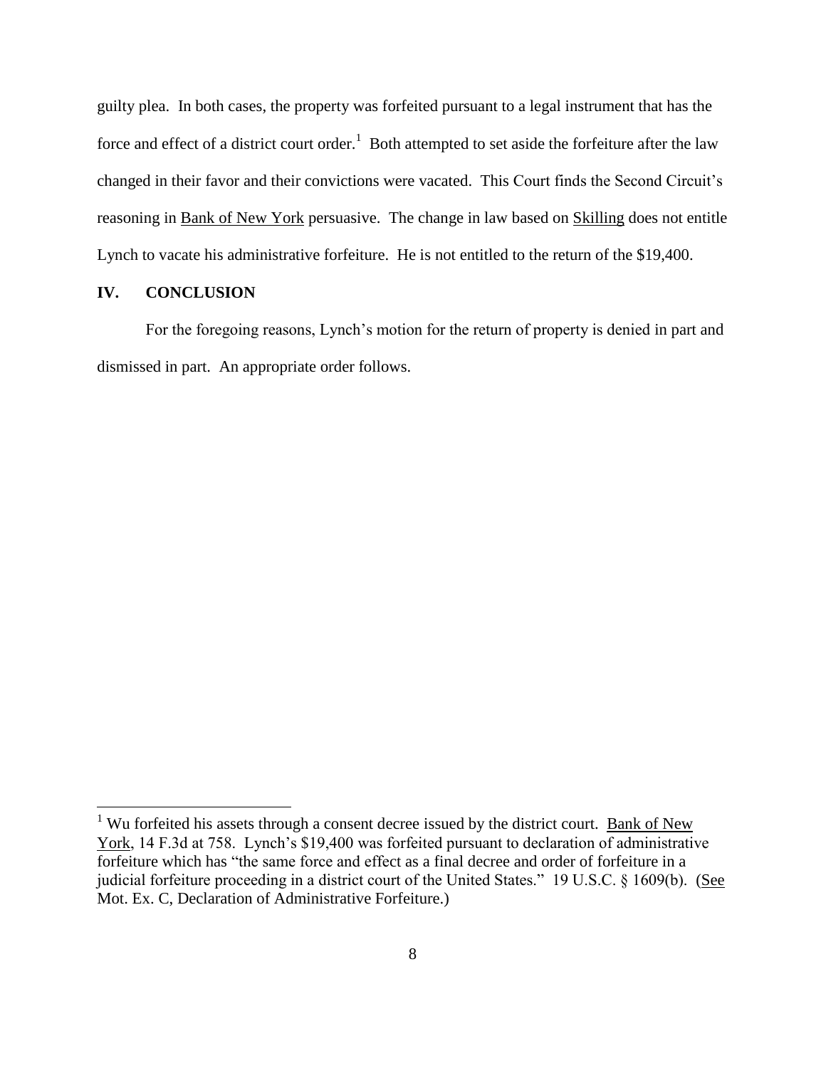guilty plea. In both cases, the property was forfeited pursuant to a legal instrument that has the force and effect of a district court order.[1] Both attempted to set aside the forfeiture after the law changed in their favor and their convictions were vacated. This Court finds the Second Circuit's reasoning in Bank of New York persuasive. The change in law based on Skilling does not entitle Lynch to vacate his administrative forfeiture. He is not entitled to the return of the $19,400.

## IV. CONCLUSION

For the foregoing reasons, Lynch's motion for the return of property is denied in part and dismissed in part. An appropriate order follows.

---

[1] Wu forfeited his assets through a consent decree issued by the district court. Bank of New York, 14 F.3d at 758. Lynch's $19,400 was forfeited pursuant to declaration of administrative forfeiture which has "the same force and effect as a final decree and order of forfeiture in a judicial forfeiture proceeding in a district court of the United States." 19 U.S.C. § 1609(b). (See Mot. Ex. C, Declaration of Administrative Forfeiture.)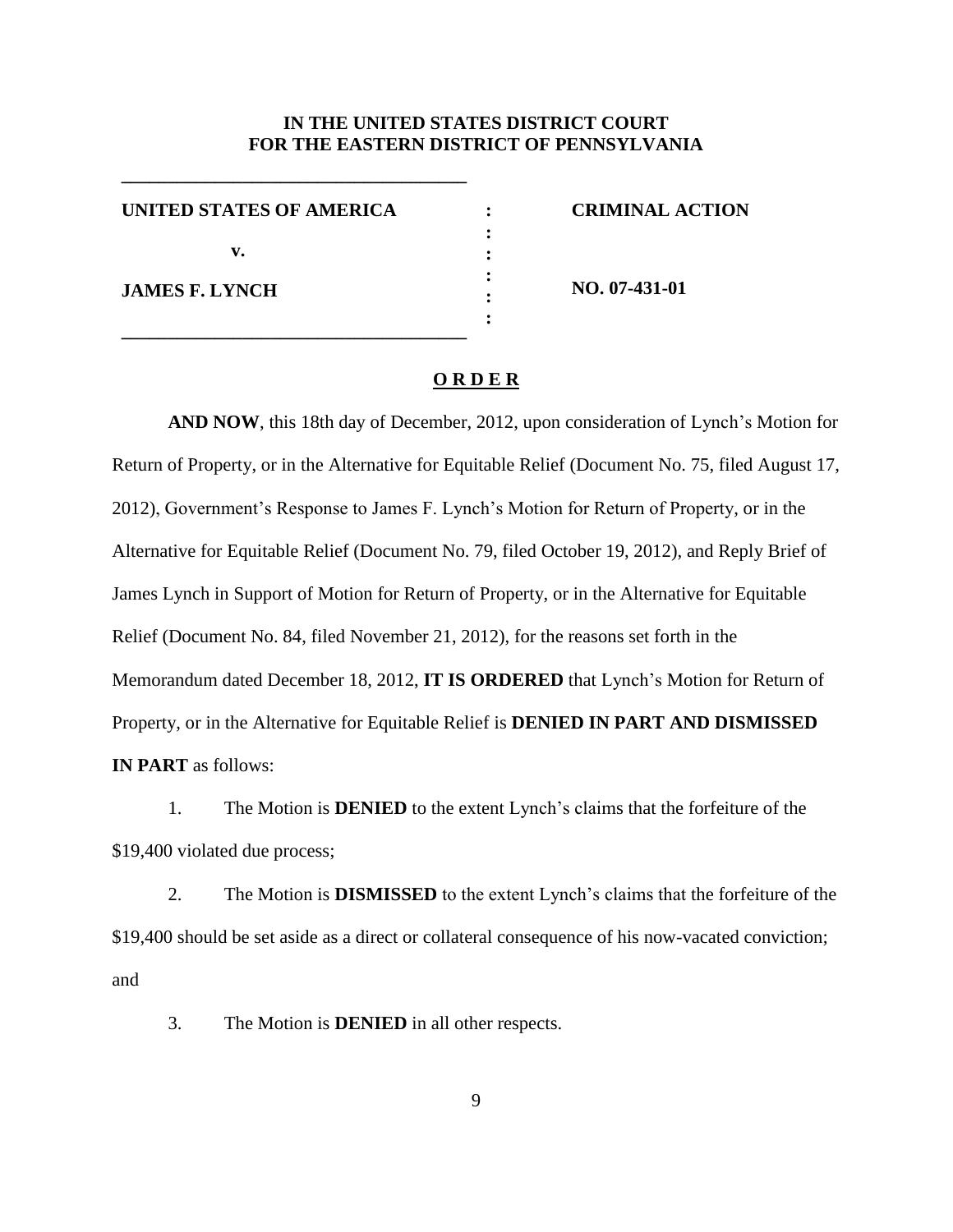**IN THE UNITED STATES DISTRICT COURT**
**FOR THE EASTERN DISTRICT OF PENNSYLVANIA**

| | | |
|---|---|---|
| **UNITED STATES OF AMERICA** | : | **CRIMINAL ACTION** |
| **v.** | : | |
| **JAMES F. LYNCH** | : | **NO. 07-431-01** |

**O R D E R**

**AND NOW**, this 18th day of December, 2012, upon consideration of Lynch's Motion for Return of Property, or in the Alternative for Equitable Relief (Document No. 75, filed August 17, 2012), Government's Response to James F. Lynch's Motion for Return of Property, or in the Alternative for Equitable Relief (Document No. 79, filed October 19, 2012), and Reply Brief of James Lynch in Support of Motion for Return of Property, or in the Alternative for Equitable Relief (Document No. 84, filed November 21, 2012), for the reasons set forth in the Memorandum dated December 18, 2012, **IT IS ORDERED** that Lynch's Motion for Return of Property, or in the Alternative for Equitable Relief is **DENIED IN PART AND DISMISSED IN PART** as follows:

1. The Motion is **DENIED** to the extent Lynch's claims that the forfeiture of the $19,400 violated due process;

2. The Motion is **DISMISSED** to the extent Lynch's claims that the forfeiture of the $19,400 should be set aside as a direct or collateral consequence of his now-vacated conviction; and

3. The Motion is **DENIED** in all other respects.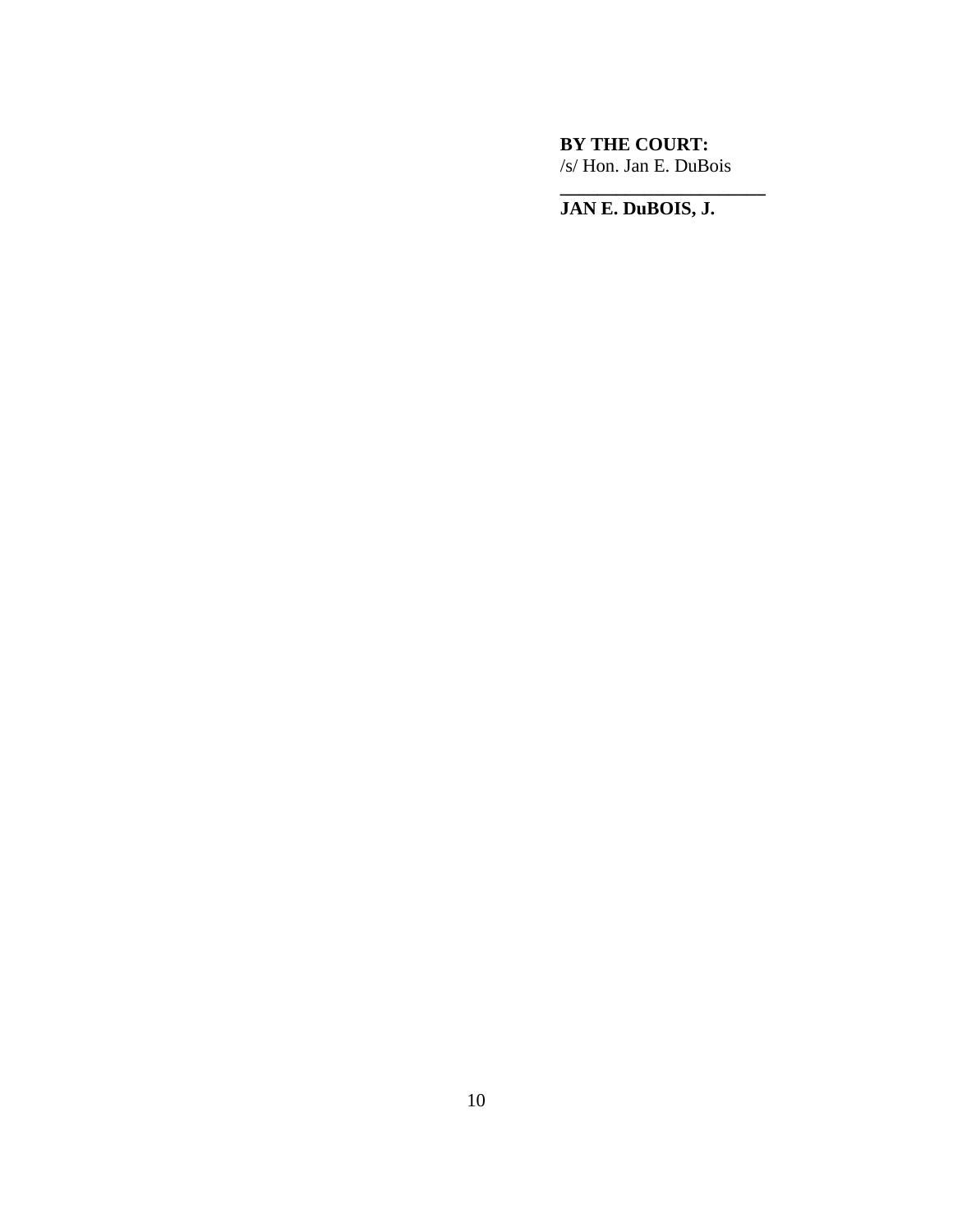**BY THE COURT:**
/s/ Hon. Jan E. DuBois

**JAN E. DuBOIS, J.**